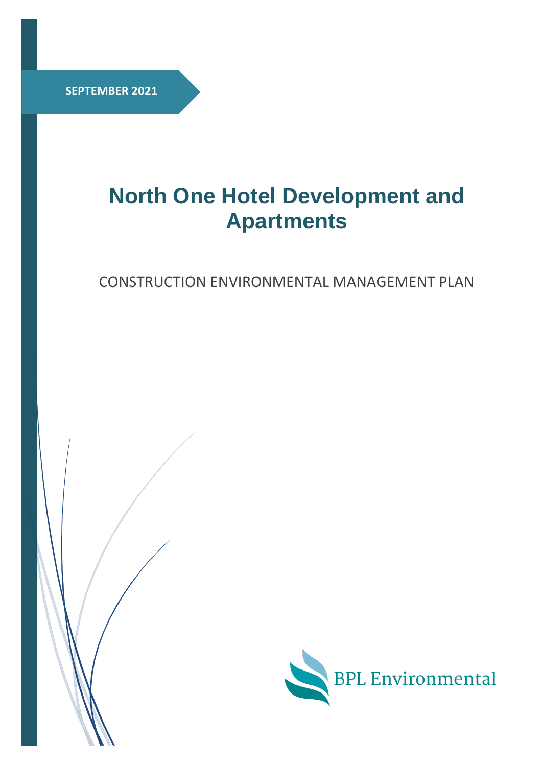SEPTEMBER 2021

# North One Hotel Development and Apartments

CONSTRUCTION ENVIRONMENTAL MANAGEMENT PLAN

BPL Environmental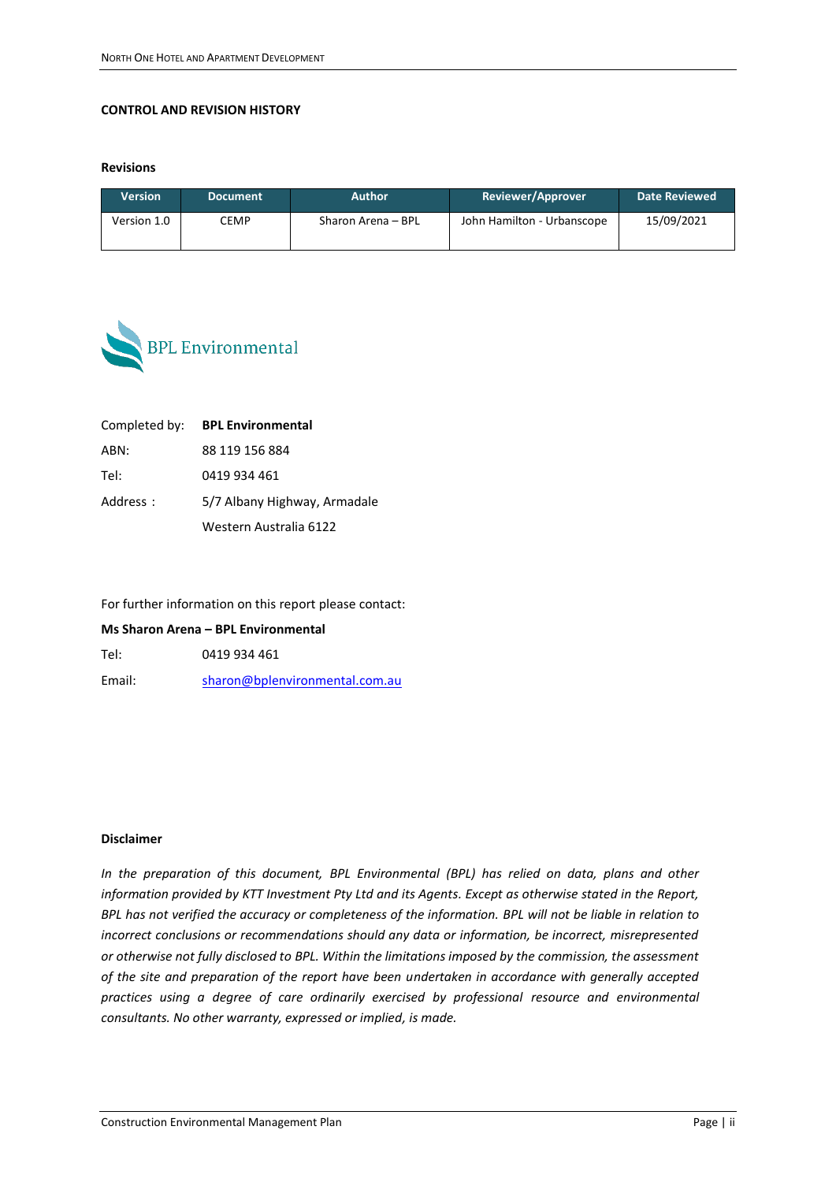**CONTROL AND REVISION HISTORY**

**Revisions**

| Version | Document | Author | Reviewer/Approver | Date Reviewed |
|---|---|---|---|---|
| Version 1.0 | CEMP | Sharon Arena – BPL | John Hamilton - Urbanscope | 15/09/2021 |

BPL Environmental

Completed by: **BPL Environmental**

ABN: 88 119 156 884

Tel: 0419 934 461

Address : 5/7 Albany Highway, Armadale
Western Australia 6122

For further information on this report please contact:

**Ms Sharon Arena – BPL Environmental**

Tel: 0419 934 461

Email: sharon@bplenvironmental.com.au

**Disclaimer**

*In the preparation of this document, BPL Environmental (BPL) has relied on data, plans and other information provided by KTT Investment Pty Ltd and its Agents. Except as otherwise stated in the Report, BPL has not verified the accuracy or completeness of the information. BPL will not be liable in relation to incorrect conclusions or recommendations should any data or information, be incorrect, misrepresented or otherwise not fully disclosed to BPL. Within the limitations imposed by the commission, the assessment of the site and preparation of the report have been undertaken in accordance with generally accepted practices using a degree of care ordinarily exercised by professional resource and environmental consultants. No other warranty, expressed or implied, is made.*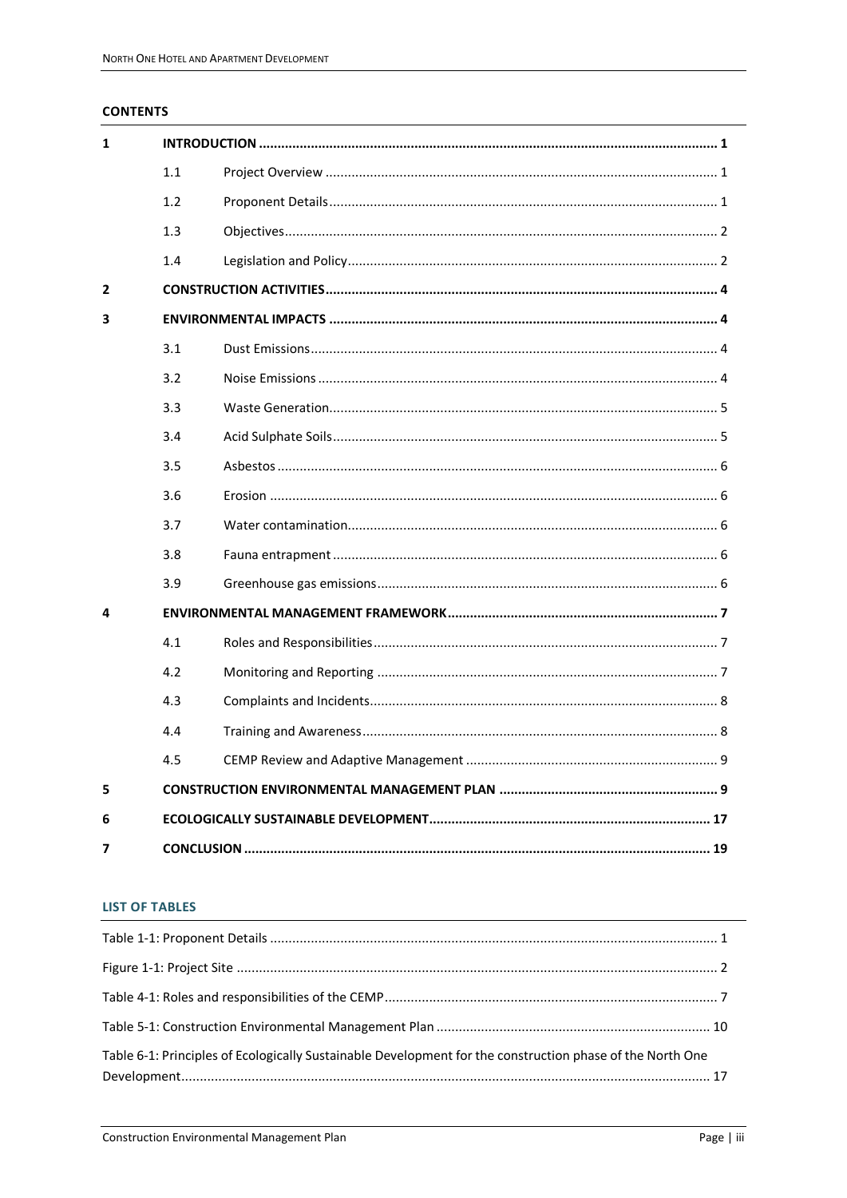**CONTENTS**

| | | | |
|---|---|---|---|
| **1** | **INTRODUCTION** | | **1** |
| | 1.1 | Project Overview | 1 |
| | 1.2 | Proponent Details | 1 |
| | 1.3 | Objectives | 2 |
| | 1.4 | Legislation and Policy | 2 |
| **2** | **CONSTRUCTION ACTIVITIES** | | **4** |
| **3** | **ENVIRONMENTAL IMPACTS** | | **4** |
| | 3.1 | Dust Emissions | 4 |
| | 3.2 | Noise Emissions | 4 |
| | 3.3 | Waste Generation | 5 |
| | 3.4 | Acid Sulphate Soils | 5 |
| | 3.5 | Asbestos | 6 |
| | 3.6 | Erosion | 6 |
| | 3.7 | Water contamination | 6 |
| | 3.8 | Fauna entrapment | 6 |
| | 3.9 | Greenhouse gas emissions | 6 |
| **4** | **ENVIRONMENTAL MANAGEMENT FRAMEWORK** | | **7** |
| | 4.1 | Roles and Responsibilities | 7 |
| | 4.2 | Monitoring and Reporting | 7 |
| | 4.3 | Complaints and Incidents | 8 |
| | 4.4 | Training and Awareness | 8 |
| | 4.5 | CEMP Review and Adaptive Management | 9 |
| **5** | **CONSTRUCTION ENVIRONMENTAL MANAGEMENT PLAN** | | **9** |
| **6** | **ECOLOGICALLY SUSTAINABLE DEVELOPMENT** | | **17** |
| **7** | **CONCLUSION** | | **19** |

**LIST OF TABLES**

| | |
|---|---|
| Table 1-1: Proponent Details | 1 |
| Figure 1-1: Project Site | 2 |
| Table 4-1: Roles and responsibilities of the CEMP | 7 |
| Table 5-1: Construction Environmental Management Plan | 10 |
| Table 6-1: Principles of Ecologically Sustainable Development for the construction phase of the North One Development | 17 |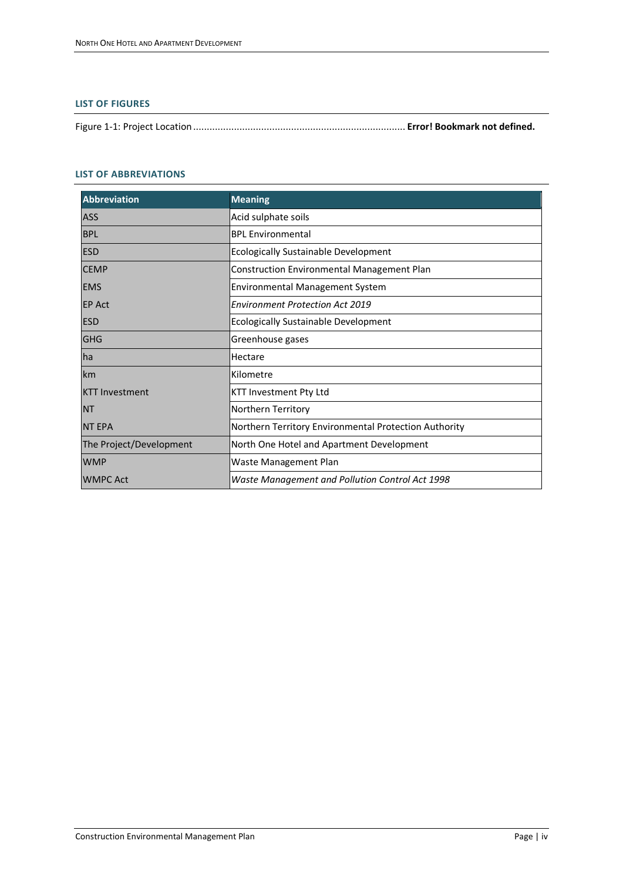## LIST OF FIGURES

Figure 1-1: Project Location ............................................................................. **Error! Bookmark not defined.**

## LIST OF ABBREVIATIONS

| Abbreviation | Meaning |
|---|---|
| ASS | Acid sulphate soils |
| BPL | BPL Environmental |
| ESD | Ecologically Sustainable Development |
| CEMP | Construction Environmental Management Plan |
| EMS | Environmental Management System |
| EP Act | *Environment Protection Act 2019* |
| ESD | Ecologically Sustainable Development |
| GHG | Greenhouse gases |
| ha | Hectare |
| km | Kilometre |
| KTT Investment | KTT Investment Pty Ltd |
| NT | Northern Territory |
| NT EPA | Northern Territory Environmental Protection Authority |
| The Project/Development | North One Hotel and Apartment Development |
| WMP | Waste Management Plan |
| WMPC Act | *Waste Management and Pollution Control Act 1998* |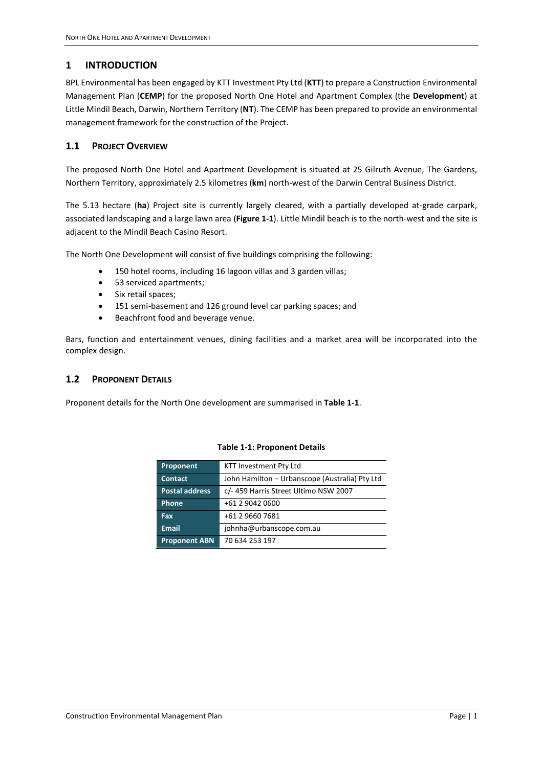# 1 INTRODUCTION

BPL Environmental has been engaged by KTT Investment Pty Ltd (**KTT**) to prepare a Construction Environmental Management Plan (**CEMP**) for the proposed North One Hotel and Apartment Complex (the **Development**) at Little Mindil Beach, Darwin, Northern Territory (**NT**). The CEMP has been prepared to provide an environmental management framework for the construction of the Project.

## 1.1 Project Overview

The proposed North One Hotel and Apartment Development is situated at 25 Gilruth Avenue, The Gardens, Northern Territory, approximately 2.5 kilometres (**km**) north-west of the Darwin Central Business District.

The 5.13 hectare (**ha**) Project site is currently largely cleared, with a partially developed at-grade carpark, associated landscaping and a large lawn area (**Figure 1-1**). Little Mindil beach is to the north-west and the site is adjacent to the Mindil Beach Casino Resort.

The North One Development will consist of five buildings comprising the following:

- 150 hotel rooms, including 16 lagoon villas and 3 garden villas;
- 53 serviced apartments;
- Six retail spaces;
- 151 semi-basement and 126 ground level car parking spaces; and
- Beachfront food and beverage venue.

Bars, function and entertainment venues, dining facilities and a market area will be incorporated into the complex design.

## 1.2 Proponent Details

Proponent details for the North One development are summarised in **Table 1-1**.

**Table 1-1: Proponent Details**

| | |
|---|---|
| **Proponent** | KTT Investment Pty Ltd |
| **Contact** | John Hamilton – Urbanscope (Australia) Pty Ltd |
| **Postal address** | c/- 459 Harris Street Ultimo NSW 2007 |
| **Phone** | +61 2 9042 0600 |
| **Fax** | +61 2 9660 7681 |
| **Email** | johnha@urbanscope.com.au |
| **Proponent ABN** | 70 634 253 197 |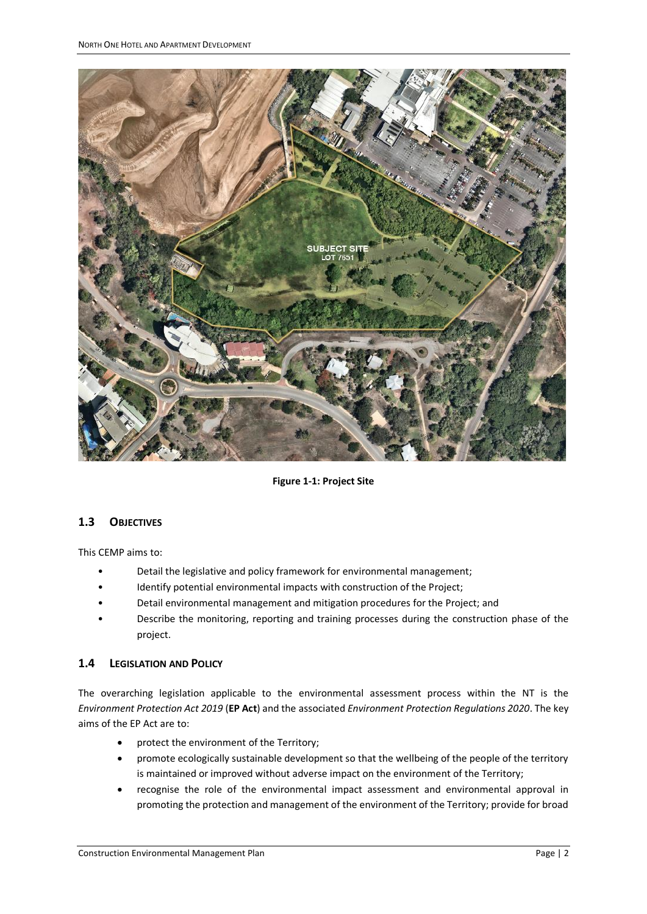**Figure 1-1: Project Site**

## 1.3 OBJECTIVES

This CEMP aims to:

- Detail the legislative and policy framework for environmental management;
- Identify potential environmental impacts with construction of the Project;
- Detail environmental management and mitigation procedures for the Project; and
- Describe the monitoring, reporting and training processes during the construction phase of the project.

## 1.4 LEGISLATION AND POLICY

The overarching legislation applicable to the environmental assessment process within the NT is the *Environment Protection Act 2019* (**EP Act**) and the associated *Environment Protection Regulations 2020*. The key aims of the EP Act are to:

- protect the environment of the Territory;
- promote ecologically sustainable development so that the wellbeing of the people of the territory is maintained or improved without adverse impact on the environment of the Territory;
- recognise the role of the environmental impact assessment and environmental approval in promoting the protection and management of the environment of the Territory; provide for broad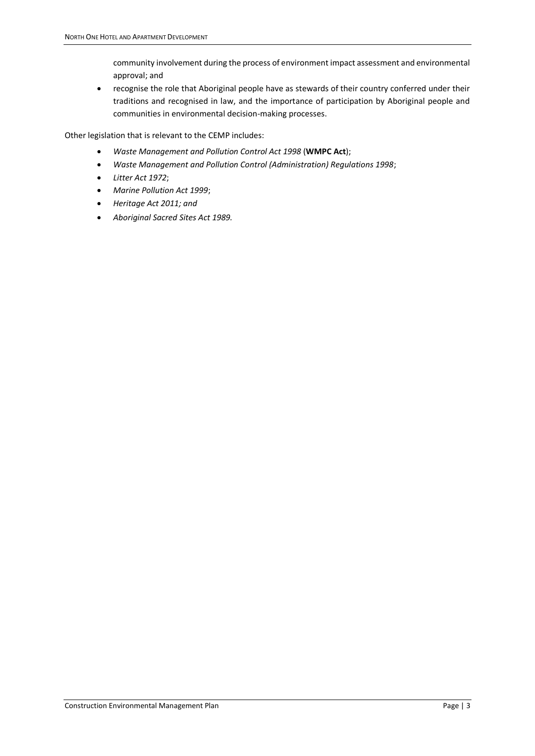community involvement during the process of environment impact assessment and environmental approval; and

- recognise the role that Aboriginal people have as stewards of their country conferred under their traditions and recognised in law, and the importance of participation by Aboriginal people and communities in environmental decision-making processes.

Other legislation that is relevant to the CEMP includes:

- *Waste Management and Pollution Control Act 1998* (**WMPC Act**);
- *Waste Management and Pollution Control (Administration) Regulations 1998*;
- *Litter Act 1972*;
- *Marine Pollution Act 1999*;
- *Heritage Act 2011; and*
- *Aboriginal Sacred Sites Act 1989.*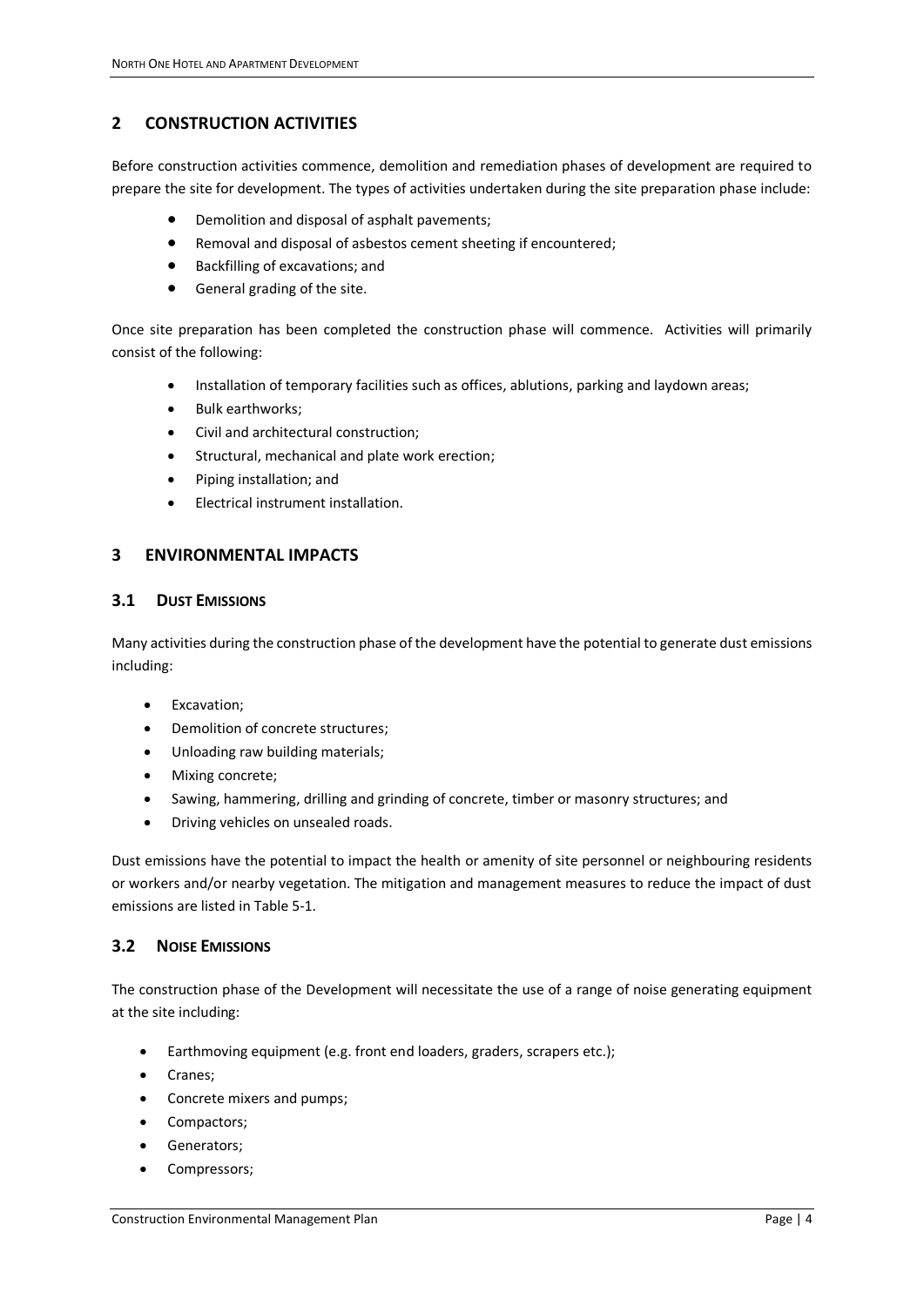## 2 CONSTRUCTION ACTIVITIES

Before construction activities commence, demolition and remediation phases of development are required to prepare the site for development. The types of activities undertaken during the site preparation phase include:

- Demolition and disposal of asphalt pavements;
- Removal and disposal of asbestos cement sheeting if encountered;
- Backfilling of excavations; and
- General grading of the site.

Once site preparation has been completed the construction phase will commence. Activities will primarily consist of the following:

- Installation of temporary facilities such as offices, ablutions, parking and laydown areas;
- Bulk earthworks;
- Civil and architectural construction;
- Structural, mechanical and plate work erection;
- Piping installation; and
- Electrical instrument installation.

## 3 ENVIRONMENTAL IMPACTS

### 3.1 DUST EMISSIONS

Many activities during the construction phase of the development have the potential to generate dust emissions including:

- Excavation;
- Demolition of concrete structures;
- Unloading raw building materials;
- Mixing concrete;
- Sawing, hammering, drilling and grinding of concrete, timber or masonry structures; and
- Driving vehicles on unsealed roads.

Dust emissions have the potential to impact the health or amenity of site personnel or neighbouring residents or workers and/or nearby vegetation. The mitigation and management measures to reduce the impact of dust emissions are listed in Table 5-1.

### 3.2 NOISE EMISSIONS

The construction phase of the Development will necessitate the use of a range of noise generating equipment at the site including:

- Earthmoving equipment (e.g. front end loaders, graders, scrapers etc.);
- Cranes;
- Concrete mixers and pumps;
- Compactors;
- Generators;
- Compressors;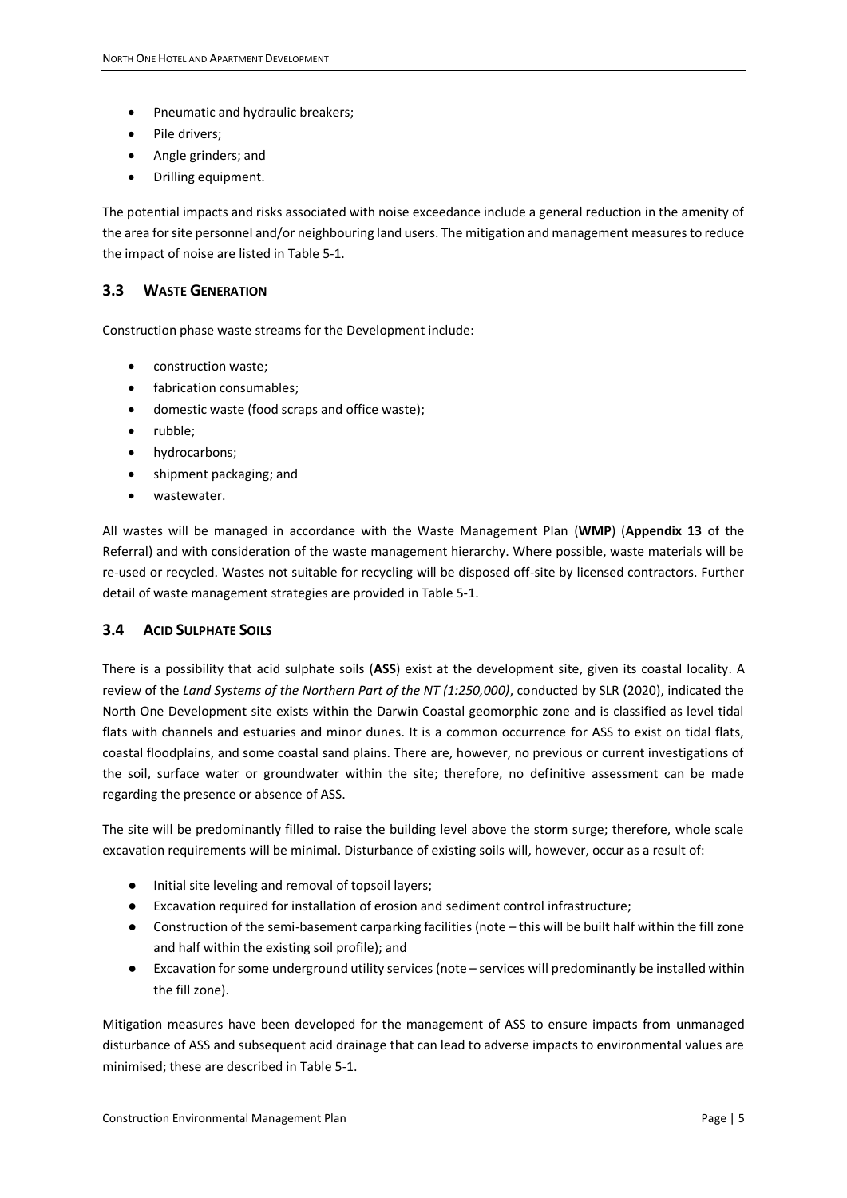- Pneumatic and hydraulic breakers;
- Pile drivers;
- Angle grinders; and
- Drilling equipment.

The potential impacts and risks associated with noise exceedance include a general reduction in the amenity of the area for site personnel and/or neighbouring land users. The mitigation and management measures to reduce the impact of noise are listed in Table 5-1.

### 3.3 Waste Generation

Construction phase waste streams for the Development include:

- construction waste;
- fabrication consumables;
- domestic waste (food scraps and office waste);
- rubble;
- hydrocarbons;
- shipment packaging; and
- wastewater.

All wastes will be managed in accordance with the Waste Management Plan (**WMP**) (**Appendix 13** of the Referral) and with consideration of the waste management hierarchy. Where possible, waste materials will be re-used or recycled. Wastes not suitable for recycling will be disposed off-site by licensed contractors. Further detail of waste management strategies are provided in Table 5-1.

### 3.4 Acid Sulphate Soils

There is a possibility that acid sulphate soils (**ASS**) exist at the development site, given its coastal locality. A review of the *Land Systems of the Northern Part of the NT (1:250,000)*, conducted by SLR (2020), indicated the North One Development site exists within the Darwin Coastal geomorphic zone and is classified as level tidal flats with channels and estuaries and minor dunes. It is a common occurrence for ASS to exist on tidal flats, coastal floodplains, and some coastal sand plains. There are, however, no previous or current investigations of the soil, surface water or groundwater within the site; therefore, no definitive assessment can be made regarding the presence or absence of ASS.

The site will be predominantly filled to raise the building level above the storm surge; therefore, whole scale excavation requirements will be minimal. Disturbance of existing soils will, however, occur as a result of:

- Initial site leveling and removal of topsoil layers;
- Excavation required for installation of erosion and sediment control infrastructure;
- Construction of the semi-basement carparking facilities (note – this will be built half within the fill zone and half within the existing soil profile); and
- Excavation for some underground utility services (note – services will predominantly be installed within the fill zone).

Mitigation measures have been developed for the management of ASS to ensure impacts from unmanaged disturbance of ASS and subsequent acid drainage that can lead to adverse impacts to environmental values are minimised; these are described in Table 5-1.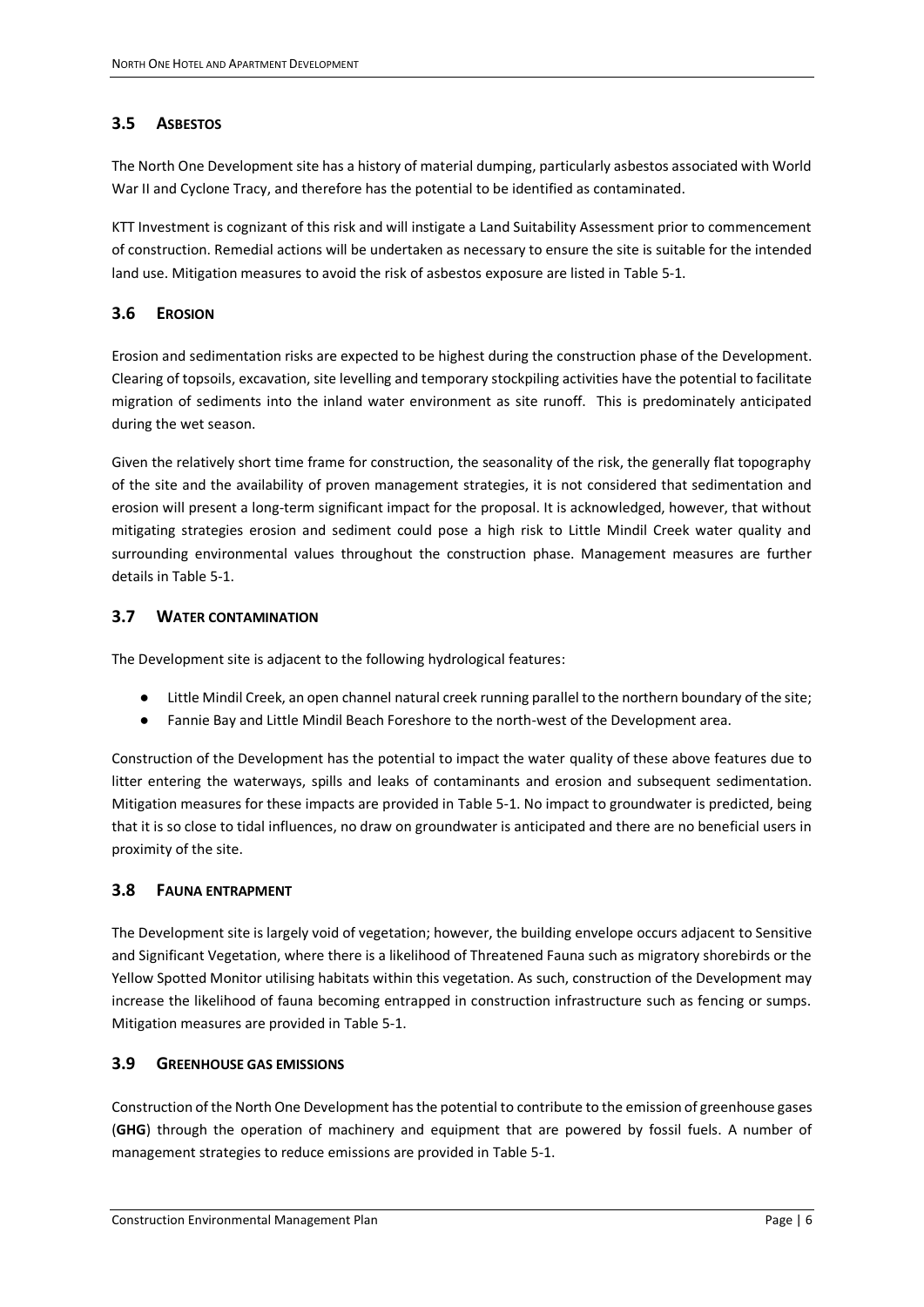## 3.5 ASBESTOS

The North One Development site has a history of material dumping, particularly asbestos associated with World War II and Cyclone Tracy, and therefore has the potential to be identified as contaminated.

KTT Investment is cognizant of this risk and will instigate a Land Suitability Assessment prior to commencement of construction. Remedial actions will be undertaken as necessary to ensure the site is suitable for the intended land use. Mitigation measures to avoid the risk of asbestos exposure are listed in Table 5-1.

## 3.6 EROSION

Erosion and sedimentation risks are expected to be highest during the construction phase of the Development. Clearing of topsoils, excavation, site levelling and temporary stockpiling activities have the potential to facilitate migration of sediments into the inland water environment as site runoff. This is predominately anticipated during the wet season.

Given the relatively short time frame for construction, the seasonality of the risk, the generally flat topography of the site and the availability of proven management strategies, it is not considered that sedimentation and erosion will present a long-term significant impact for the proposal. It is acknowledged, however, that without mitigating strategies erosion and sediment could pose a high risk to Little Mindil Creek water quality and surrounding environmental values throughout the construction phase. Management measures are further details in Table 5-1.

## 3.7 WATER CONTAMINATION

The Development site is adjacent to the following hydrological features:

- Little Mindil Creek, an open channel natural creek running parallel to the northern boundary of the site;
- Fannie Bay and Little Mindil Beach Foreshore to the north-west of the Development area.

Construction of the Development has the potential to impact the water quality of these above features due to litter entering the waterways, spills and leaks of contaminants and erosion and subsequent sedimentation. Mitigation measures for these impacts are provided in Table 5-1. No impact to groundwater is predicted, being that it is so close to tidal influences, no draw on groundwater is anticipated and there are no beneficial users in proximity of the site.

## 3.8 FAUNA ENTRAPMENT

The Development site is largely void of vegetation; however, the building envelope occurs adjacent to Sensitive and Significant Vegetation, where there is a likelihood of Threatened Fauna such as migratory shorebirds or the Yellow Spotted Monitor utilising habitats within this vegetation. As such, construction of the Development may increase the likelihood of fauna becoming entrapped in construction infrastructure such as fencing or sumps. Mitigation measures are provided in Table 5-1.

## 3.9 GREENHOUSE GAS EMISSIONS

Construction of the North One Development has the potential to contribute to the emission of greenhouse gases (**GHG**) through the operation of machinery and equipment that are powered by fossil fuels. A number of management strategies to reduce emissions are provided in Table 5-1.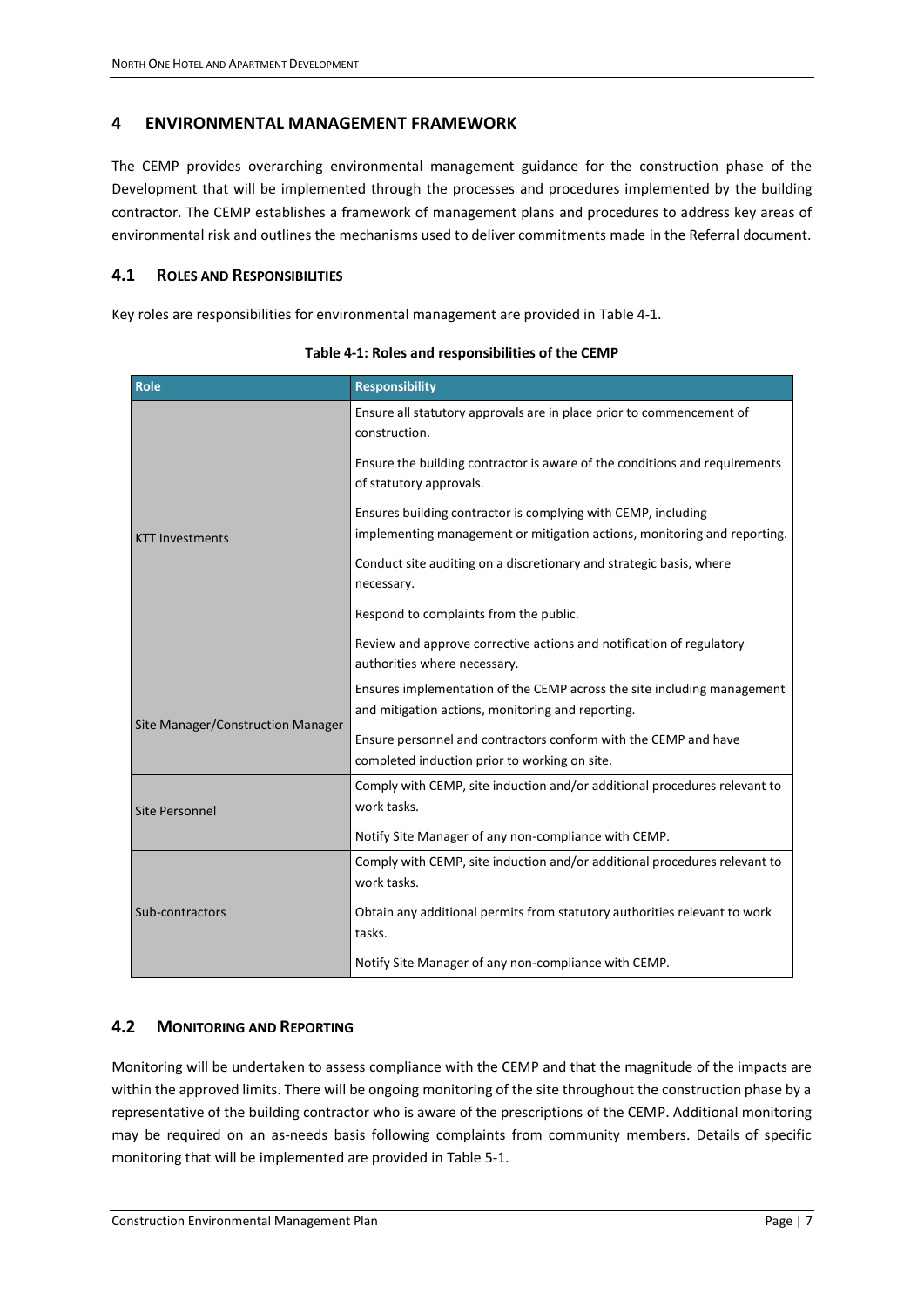# 4 ENVIRONMENTAL MANAGEMENT FRAMEWORK

The CEMP provides overarching environmental management guidance for the construction phase of the Development that will be implemented through the processes and procedures implemented by the building contractor. The CEMP establishes a framework of management plans and procedures to address key areas of environmental risk and outlines the mechanisms used to deliver commitments made in the Referral document.

## 4.1 ROLES AND RESPONSIBILITIES

Key roles are responsibilities for environmental management are provided in Table 4-1.

**Table 4-1: Roles and responsibilities of the CEMP**

| Role | Responsibility |
|---|---|
| KTT Investments | Ensure all statutory approvals are in place prior to commencement of construction. |
| | Ensure the building contractor is aware of the conditions and requirements of statutory approvals. |
| | Ensures building contractor is complying with CEMP, including implementing management or mitigation actions, monitoring and reporting. |
| | Conduct site auditing on a discretionary and strategic basis, where necessary. |
| | Respond to complaints from the public. |
| | Review and approve corrective actions and notification of regulatory authorities where necessary. |
| Site Manager/Construction Manager | Ensures implementation of the CEMP across the site including management and mitigation actions, monitoring and reporting. |
| | Ensure personnel and contractors conform with the CEMP and have completed induction prior to working on site. |
| Site Personnel | Comply with CEMP, site induction and/or additional procedures relevant to work tasks. |
| | Notify Site Manager of any non-compliance with CEMP. |
| Sub-contractors | Comply with CEMP, site induction and/or additional procedures relevant to work tasks. |
| | Obtain any additional permits from statutory authorities relevant to work tasks. |
| | Notify Site Manager of any non-compliance with CEMP. |

## 4.2 MONITORING AND REPORTING

Monitoring will be undertaken to assess compliance with the CEMP and that the magnitude of the impacts are within the approved limits. There will be ongoing monitoring of the site throughout the construction phase by a representative of the building contractor who is aware of the prescriptions of the CEMP. Additional monitoring may be required on an as-needs basis following complaints from community members. Details of specific monitoring that will be implemented are provided in Table 5-1.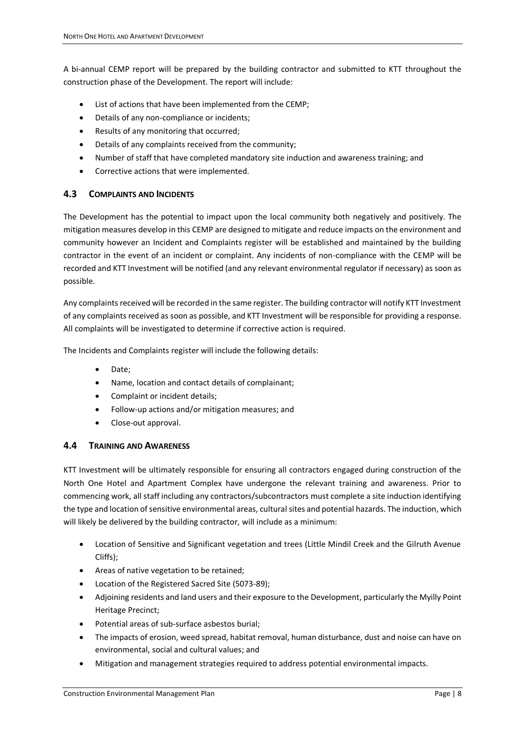A bi-annual CEMP report will be prepared by the building contractor and submitted to KTT throughout the construction phase of the Development. The report will include:

- List of actions that have been implemented from the CEMP;
- Details of any non-compliance or incidents;
- Results of any monitoring that occurred;
- Details of any complaints received from the community;
- Number of staff that have completed mandatory site induction and awareness training; and
- Corrective actions that were implemented.

## 4.3 COMPLAINTS AND INCIDENTS

The Development has the potential to impact upon the local community both negatively and positively. The mitigation measures develop in this CEMP are designed to mitigate and reduce impacts on the environment and community however an Incident and Complaints register will be established and maintained by the building contractor in the event of an incident or complaint. Any incidents of non-compliance with the CEMP will be recorded and KTT Investment will be notified (and any relevant environmental regulator if necessary) as soon as possible.

Any complaints received will be recorded in the same register. The building contractor will notify KTT Investment of any complaints received as soon as possible, and KTT Investment will be responsible for providing a response. All complaints will be investigated to determine if corrective action is required.

The Incidents and Complaints register will include the following details:

- Date;
- Name, location and contact details of complainant;
- Complaint or incident details;
- Follow-up actions and/or mitigation measures; and
- Close-out approval.

## 4.4 TRAINING AND AWARENESS

KTT Investment will be ultimately responsible for ensuring all contractors engaged during construction of the North One Hotel and Apartment Complex have undergone the relevant training and awareness. Prior to commencing work, all staff including any contractors/subcontractors must complete a site induction identifying the type and location of sensitive environmental areas, cultural sites and potential hazards. The induction, which will likely be delivered by the building contractor, will include as a minimum:

- Location of Sensitive and Significant vegetation and trees (Little Mindil Creek and the Gilruth Avenue Cliffs);
- Areas of native vegetation to be retained;
- Location of the Registered Sacred Site (5073-89);
- Adjoining residents and land users and their exposure to the Development, particularly the Myilly Point Heritage Precinct;
- Potential areas of sub-surface asbestos burial;
- The impacts of erosion, weed spread, habitat removal, human disturbance, dust and noise can have on environmental, social and cultural values; and
- Mitigation and management strategies required to address potential environmental impacts.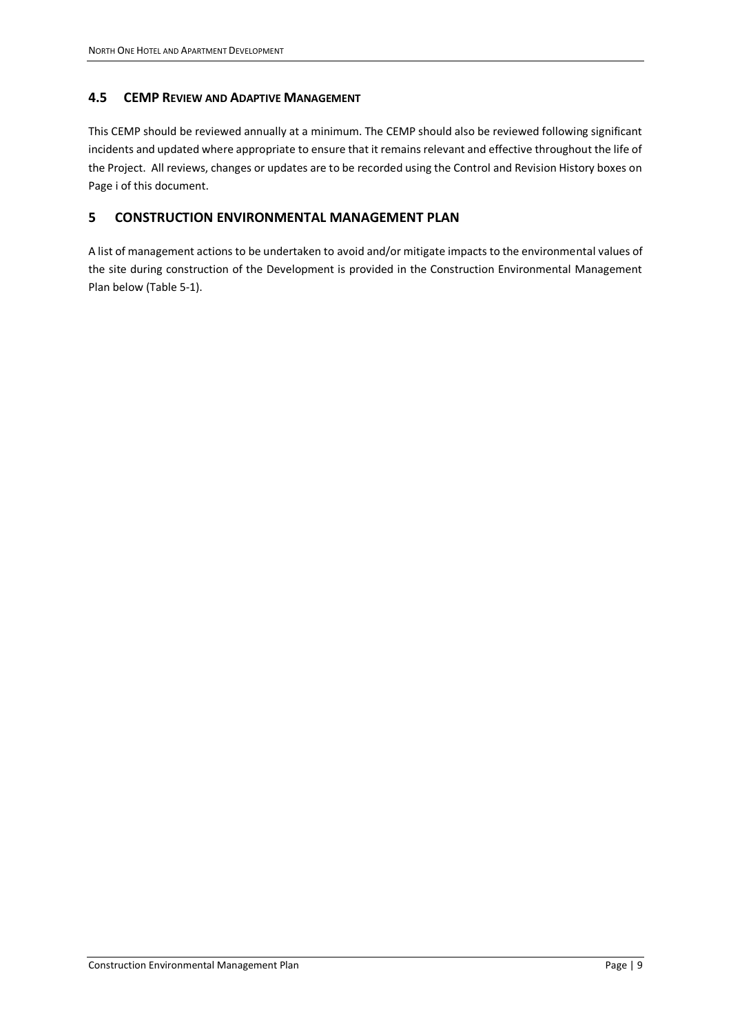### 4.5 CEMP Review and Adaptive Management

This CEMP should be reviewed annually at a minimum. The CEMP should also be reviewed following significant incidents and updated where appropriate to ensure that it remains relevant and effective throughout the life of the Project. All reviews, changes or updates are to be recorded using the Control and Revision History boxes on Page i of this document.

## 5 CONSTRUCTION ENVIRONMENTAL MANAGEMENT PLAN

A list of management actions to be undertaken to avoid and/or mitigate impacts to the environmental values of the site during construction of the Development is provided in the Construction Environmental Management Plan below (Table 5-1).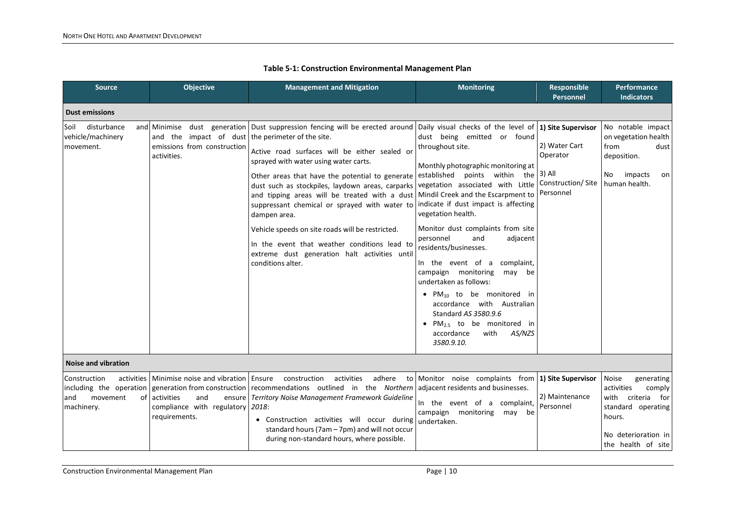**Table 5-1: Construction Environmental Management Plan**

| Source | Objective | Management and Mitigation | Monitoring | Responsible Personnel | Performance Indicators |
|---|---|---|---|---|---|
| **Dust emissions** | | | | | |
| Soil disturbance and vehicle/machinery movement. | Minimise dust generation and the impact of dust emissions from construction activities. | Dust suppression fencing will be erected around the perimeter of the site.<br><br>Active road surfaces will be either sealed or sprayed with water using water carts.<br><br>Other areas that have the potential to generate dust such as stockpiles, laydown areas, carparks and tipping areas will be treated with a dust suppressant chemical or sprayed with water to dampen area.<br><br>Vehicle speeds on site roads will be restricted.<br><br>In the event that weather conditions lead to extreme dust generation halt activities until conditions alter. | Daily visual checks of the level of dust being emitted or found throughout site.<br><br>Monthly photographic monitoring at established points within the vegetation associated with Little Mindil Creek and the Escarpment to indicate if dust impact is affecting vegetation health.<br><br>Monitor dust complaints from site personnel and adjacent residents/businesses.<br><br>In the event of a complaint, campaign monitoring may be undertaken as follows:<br>• $PM_{10}$ to be monitored in accordance with Australian Standard *AS 3580.9.6*<br>• $PM_{2.5}$ to be monitored in accordance with *AS/NZS 3580.9.10.* | **1) Site Supervisor**<br><br>2) Water Cart Operator<br><br>3) All Construction/ Site Personnel | No notable impact on vegetation health from dust deposition.<br><br>No impacts on human health. |
| **Noise and vibration** | | | | | |
| Construction activities including the operation and movement of machinery. | Minimise noise and vibration generation from construction activities and ensure compliance with regulatory requirements. | Ensure construction activities adhere to recommendations outlined in the *Northern Territory Noise Management Framework Guideline 2018*:<br>• Construction activities will occur during standard hours (7am – 7pm) and will not occur during non-standard hours, where possible. | Monitor noise complaints from adjacent residents and businesses.<br><br>In the event of a complaint, campaign monitoring may be undertaken. | **1) Site Supervisor**<br><br>2) Maintenance Personnel | Noise generating activities comply with criteria for standard operating hours.<br><br>No deterioration in the health of site |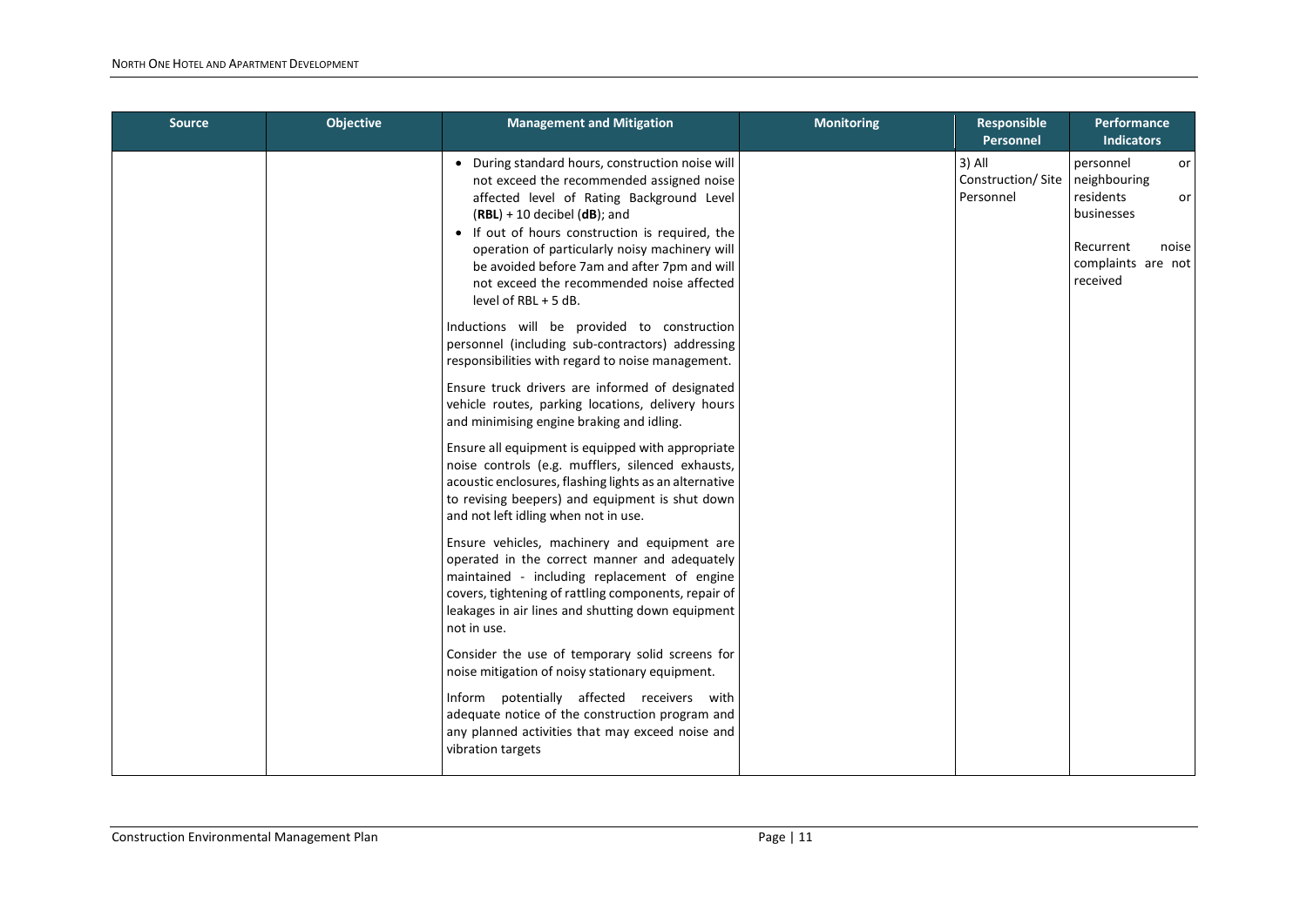| Source | Objective | Management and Mitigation | Monitoring | Responsible Personnel | Performance Indicators |
| --- | --- | --- | --- | --- | --- |
| | | • During standard hours, construction noise will not exceed the recommended assigned noise affected level of Rating Background Level (**RBL**) + 10 decibel (**dB**); and<br>• If out of hours construction is required, the operation of particularly noisy machinery will be avoided before 7am and after 7pm and will not exceed the recommended noise affected level of RBL + 5 dB.<br><br>Inductions will be provided to construction personnel (including sub-contractors) addressing responsibilities with regard to noise management.<br><br>Ensure truck drivers are informed of designated vehicle routes, parking locations, delivery hours and minimising engine braking and idling.<br><br>Ensure all equipment is equipped with appropriate noise controls (e.g. mufflers, silenced exhausts, acoustic enclosures, flashing lights as an alternative to revising beepers) and equipment is shut down and not left idling when not in use.<br><br>Ensure vehicles, machinery and equipment are operated in the correct manner and adequately maintained - including replacement of engine covers, tightening of rattling components, repair of leakages in air lines and shutting down equipment not in use.<br><br>Consider the use of temporary solid screens for noise mitigation of noisy stationary equipment.<br><br>Inform potentially affected receivers with adequate notice of the construction program and any planned activities that may exceed noise and vibration targets | | 3) All Construction/ Site Personnel | personnel or neighbouring residents or businesses<br><br>Recurrent noise complaints are not received |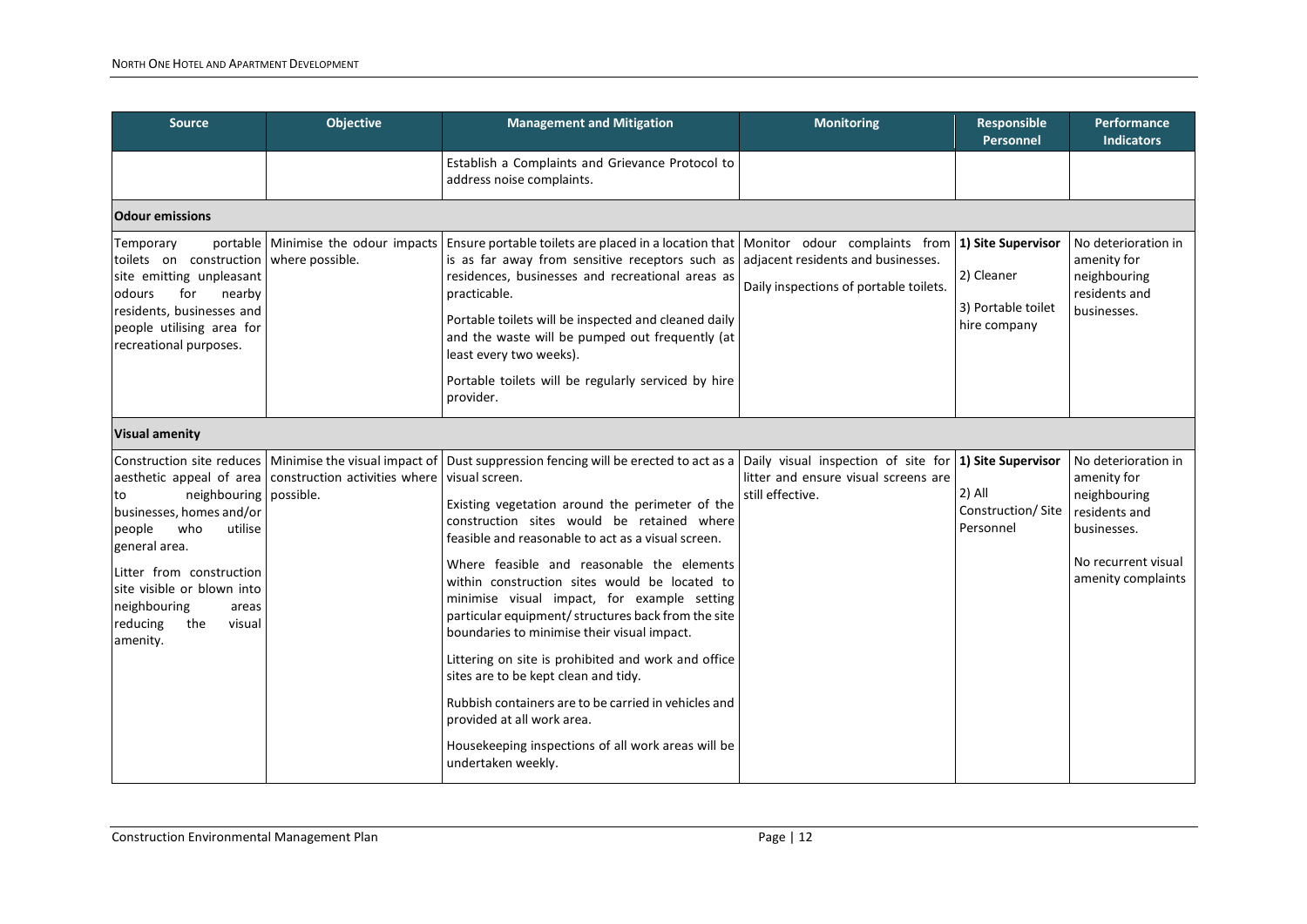| Source | Objective | Management and Mitigation | Monitoring | Responsible Personnel | Performance Indicators |
|---|---|---|---|---|---|
| | | Establish a Complaints and Grievance Protocol to address noise complaints. | | | |
| **Odour emissions** | | | | | |
| Temporary portable toilets on construction site emitting unpleasant odours for nearby residents, businesses and people utilising area for recreational purposes. | Minimise the odour impacts where possible. | Ensure portable toilets are placed in a location that is as far away from sensitive receptors such as residences, businesses and recreational areas as practicable.<br><br>Portable toilets will be inspected and cleaned daily and the waste will be pumped out frequently (at least every two weeks).<br><br>Portable toilets will be regularly serviced by hire provider. | Monitor odour complaints from adjacent residents and businesses.<br><br>Daily inspections of portable toilets. | **1) Site Supervisor**<br><br>2) Cleaner<br><br>3) Portable toilet hire company | No deterioration in amenity for neighbouring residents and businesses. |
| **Visual amenity** | | | | | |
| Construction site reduces aesthetic appeal of area to neighbouring businesses, homes and/or people who utilise general area.<br><br>Litter from construction site visible or blown into neighbouring areas reducing the visual amenity. | Minimise the visual impact of construction activities where possible. | Dust suppression fencing will be erected to act as a visual screen.<br><br>Existing vegetation around the perimeter of the construction sites would be retained where feasible and reasonable to act as a visual screen.<br><br>Where feasible and reasonable the elements within construction sites would be located to minimise visual impact, for example setting particular equipment/ structures back from the site boundaries to minimise their visual impact.<br><br>Littering on site is prohibited and work and office sites are to be kept clean and tidy.<br><br>Rubbish containers are to be carried in vehicles and provided at all work area.<br><br>Housekeeping inspections of all work areas will be undertaken weekly. | Daily visual inspection of site for litter and ensure visual screens are still effective. | **1) Site Supervisor**<br><br>2) All Construction/ Site Personnel | No deterioration in amenity for neighbouring residents and businesses.<br><br>No recurrent visual amenity complaints |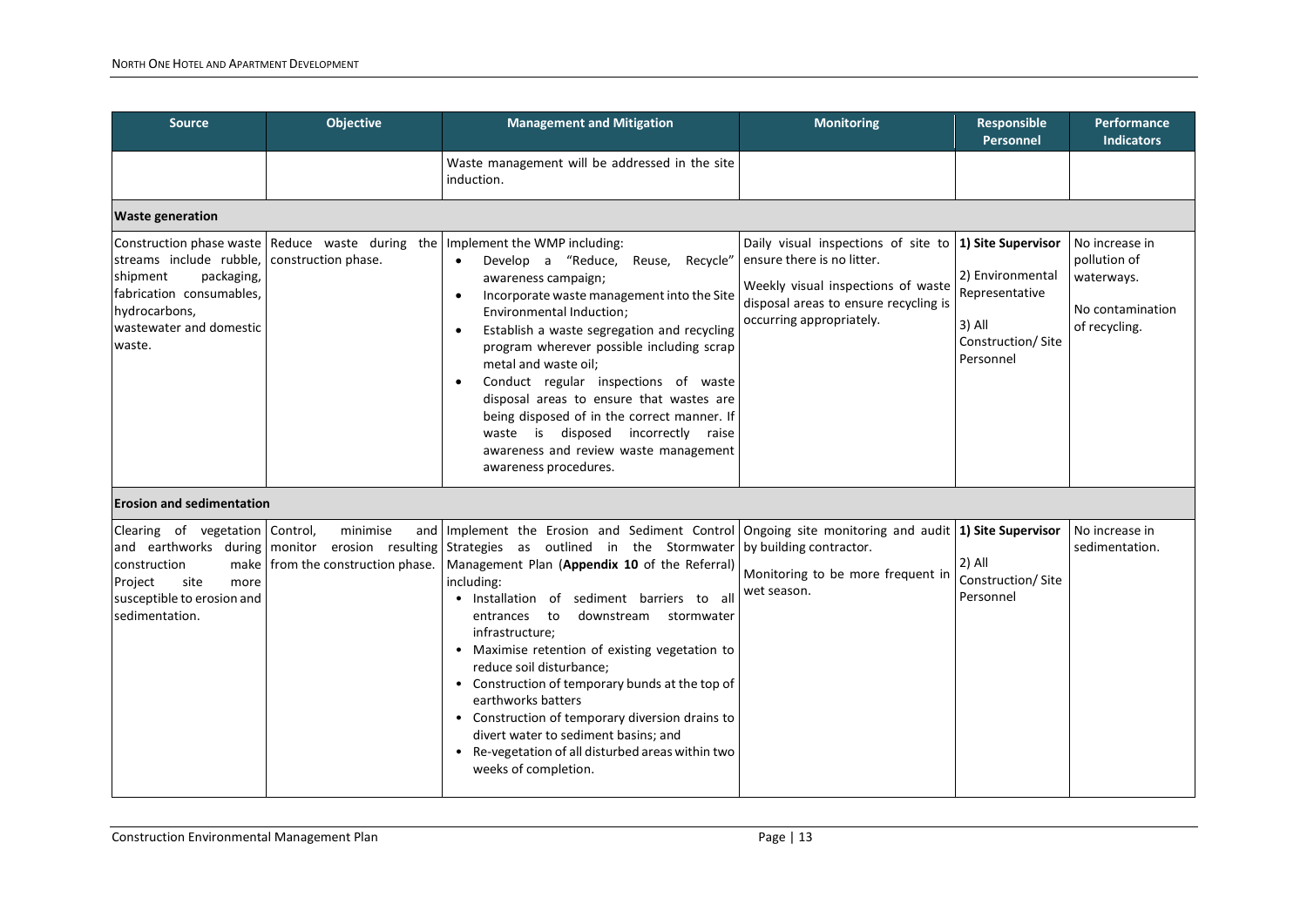| Source | Objective | Management and Mitigation | Monitoring | Responsible Personnel | Performance Indicators |
|---|---|---|---|---|---|
| | | Waste management will be addressed in the site induction. | | | |
| **Waste generation** | | | | | |
| Construction phase waste streams include rubble, shipment packaging, fabrication consumables, hydrocarbons, wastewater and domestic waste. | Reduce waste during the construction phase. | Implement the WMP including: <br>• Develop a "Reduce, Reuse, Recycle" awareness campaign; <br>• Incorporate waste management into the Site Environmental Induction; <br>• Establish a waste segregation and recycling program wherever possible including scrap metal and waste oil; <br>• Conduct regular inspections of waste disposal areas to ensure that wastes are being disposed of in the correct manner. If waste is disposed incorrectly raise awareness and review waste management awareness procedures. | Daily visual inspections of site to ensure there is no litter. <br><br>Weekly visual inspections of waste disposal areas to ensure recycling is occurring appropriately. | **1) Site Supervisor** <br><br>2) Environmental Representative <br><br>3) All Construction/ Site Personnel | No increase in pollution of waterways. <br><br>No contamination of recycling. |
| **Erosion and sedimentation** | | | | | |
| Clearing of vegetation and earthworks during construction make Project site more susceptible to erosion and sedimentation. | Control, minimise and monitor erosion resulting from the construction phase. | Implement the Erosion and Sediment Control Strategies as outlined in the Stormwater Management Plan (**Appendix 10** of the Referral) including: <br>• Installation of sediment barriers to all entrances to downstream stormwater infrastructure; <br>• Maximise retention of existing vegetation to reduce soil disturbance; <br>• Construction of temporary bunds at the top of earthworks batters <br>• Construction of temporary diversion drains to divert water to sediment basins; and <br>• Re-vegetation of all disturbed areas within two weeks of completion. | Ongoing site monitoring and audit by building contractor. <br><br>Monitoring to be more frequent in wet season. | **1) Site Supervisor** <br><br>2) All Construction/ Site Personnel | No increase in sedimentation. |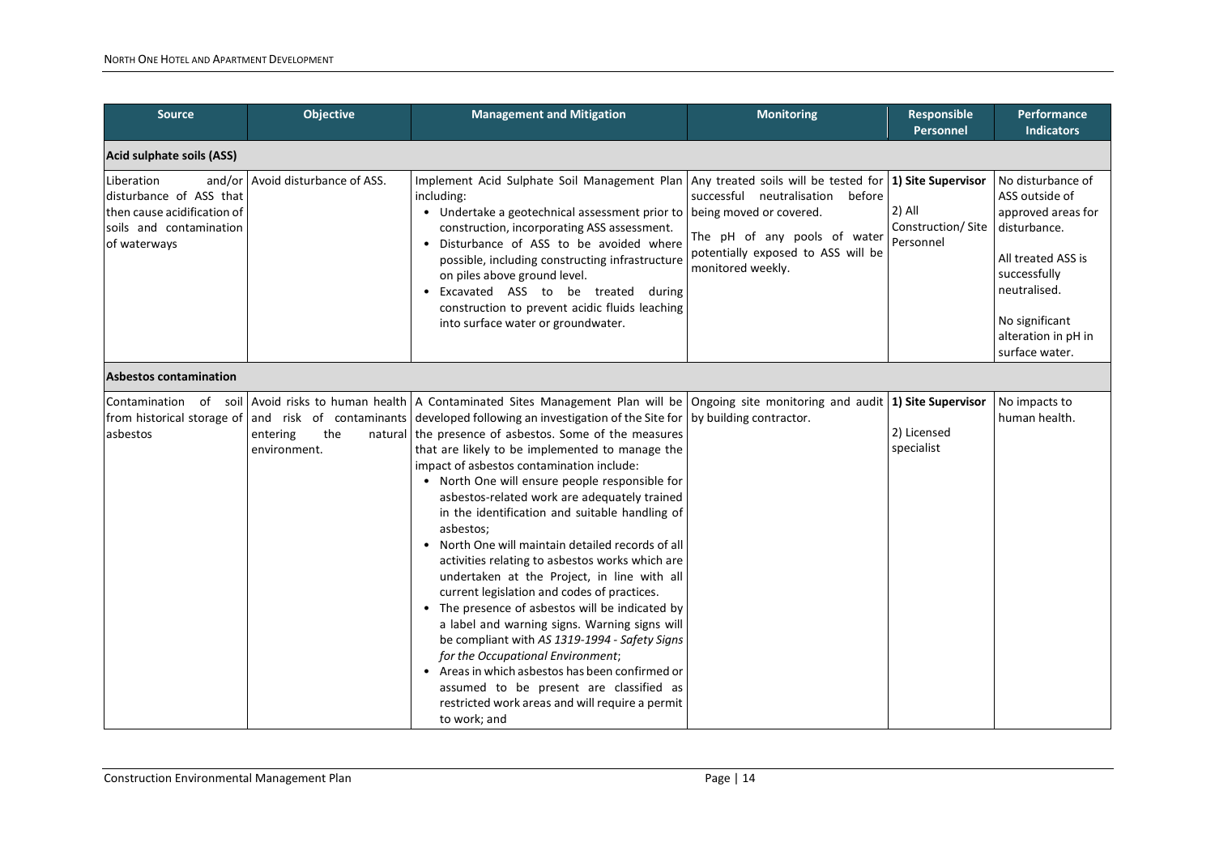| Source | Objective | Management and Mitigation | Monitoring | Responsible Personnel | Performance Indicators |
|---|---|---|---|---|---|
| **Acid sulphate soils (ASS)** | | | | | |
| Liberation and/or disturbance of ASS that then cause acidification of soils and contamination of waterways | Avoid disturbance of ASS. | Implement Acid Sulphate Soil Management Plan including:<br>• Undertake a geotechnical assessment prior to construction, incorporating ASS assessment.<br>• Disturbance of ASS to be avoided where possible, including constructing infrastructure on piles above ground level.<br>• Excavated ASS to be treated during construction to prevent acidic fluids leaching into surface water or groundwater. | Any treated soils will be tested for successful neutralisation before being moved or covered.<br>The pH of any pools of water potentially exposed to ASS will be monitored weekly. | **1) Site Supervisor**<br>2) All Construction/ Site Personnel | No disturbance of ASS outside of approved areas for disturbance.<br>All treated ASS is successfully neutralised.<br>No significant alteration in pH in surface water. |
| **Asbestos contamination** | | | | | |
| Contamination of soil from historical storage of asbestos | Avoid risks to human health and risk of contaminants entering the natural environment. | A Contaminated Sites Management Plan will be developed following an investigation of the Site for the presence of asbestos. Some of the measures that are likely to be implemented to manage the impact of asbestos contamination include:<br>• North One will ensure people responsible for asbestos-related work are adequately trained in the identification and suitable handling of asbestos;<br>• North One will maintain detailed records of all activities relating to asbestos works which are undertaken at the Project, in line with all current legislation and codes of practices.<br>• The presence of asbestos will be indicated by a label and warning signs. Warning signs will be compliant with *AS 1319-1994 - Safety Signs for the Occupational Environment*;<br>• Areas in which asbestos has been confirmed or assumed to be present are classified as restricted work areas and will require a permit to work; and | Ongoing site monitoring and audit by building contractor. | **1) Site Supervisor**<br>2) Licensed specialist | No impacts to human health. |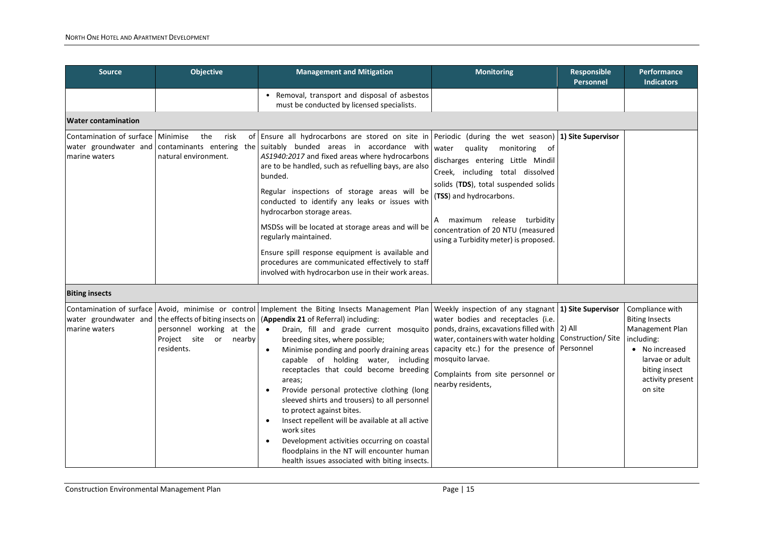| Source | Objective | Management and Mitigation | Monitoring | Responsible Personnel | Performance Indicators |
|---|---|---|---|---|---|
| | | • Removal, transport and disposal of asbestos must be conducted by licensed specialists. | | | |
| **Water contamination** | | | | | |
| Contamination of surface water groundwater and marine waters | Minimise the risk of contaminants entering the natural environment. | Ensure all hydrocarbons are stored on site in suitably bunded areas in accordance with *AS1940:2017* and fixed areas where hydrocarbons are to be handled, such as refuelling bays, are also bunded.<br><br>Regular inspections of storage areas will be conducted to identify any leaks or issues with hydrocarbon storage areas.<br><br>MSDSs will be located at storage areas and will be regularly maintained.<br><br>Ensure spill response equipment is available and procedures are communicated effectively to staff involved with hydrocarbon use in their work areas. | Periodic (during the wet season) water quality monitoring of discharges entering Little Mindil Creek, including total dissolved solids (**TDS**), total suspended solids (**TSS**) and hydrocarbons.<br><br>A maximum release turbidity concentration of 20 NTU (measured using a Turbidity meter) is proposed. | **1) Site Supervisor** | |
| **Biting insects** | | | | | |
| Contamination of surface water groundwater and marine waters | Avoid, minimise or control the effects of biting insects on personnel working at the Project site or nearby residents. | Implement the Biting Insects Management Plan (**Appendix 21** of Referral) including:<br>• Drain, fill and grade current mosquito breeding sites, where possible;<br>• Minimise ponding and poorly draining areas capable of holding water, including receptacles that could become breeding areas;<br>• Provide personal protective clothing (long sleeved shirts and trousers) to all personnel to protect against bites.<br>• Insect repellent will be available at all active work sites<br>• Development activities occurring on coastal floodplains in the NT will encounter human health issues associated with biting insects. | Weekly inspection of any stagnant water bodies and receptacles (i.e. ponds, drains, excavations filled with water, containers with water holding capacity etc.) for the presence of mosquito larvae.<br><br>Complaints from site personnel or nearby residents, | **1) Site Supervisor**<br>2) All Construction/ Site Personnel | Compliance with Biting Insects Management Plan including:<br>• No increased larvae or adult biting insect activity present on site |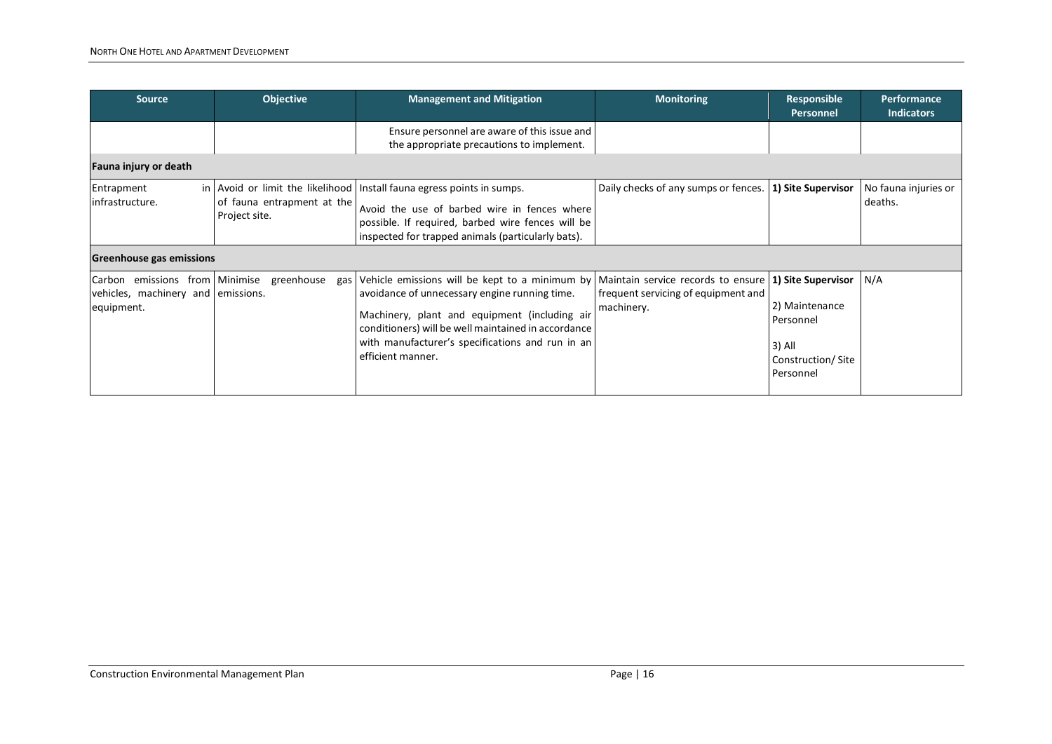| Source | Objective | Management and Mitigation | Monitoring | Responsible Personnel | Performance Indicators |
| --- | --- | --- | --- | --- | --- |
| | | Ensure personnel are aware of this issue and the appropriate precautions to implement. | | | |
| **Fauna injury or death** | | | | | |
| Entrapment in infrastructure. | Avoid or limit the likelihood of fauna entrapment at the Project site. | Install fauna egress points in sumps.<br><br>Avoid the use of barbed wire in fences where possible. If required, barbed wire fences will be inspected for trapped animals (particularly bats). | Daily checks of any sumps or fences. | **1) Site Supervisor** | No fauna injuries or deaths. |
| **Greenhouse gas emissions** | | | | | |
| Carbon emissions from vehicles, machinery and equipment. | Minimise greenhouse gas emissions. | Vehicle emissions will be kept to a minimum by avoidance of unnecessary engine running time.<br><br>Machinery, plant and equipment (including air conditioners) will be well maintained in accordance with manufacturer's specifications and run in an efficient manner. | Maintain service records to ensure frequent servicing of equipment and machinery. | **1) Site Supervisor**<br><br>2) Maintenance Personnel<br><br>3) All Construction/ Site Personnel | N/A |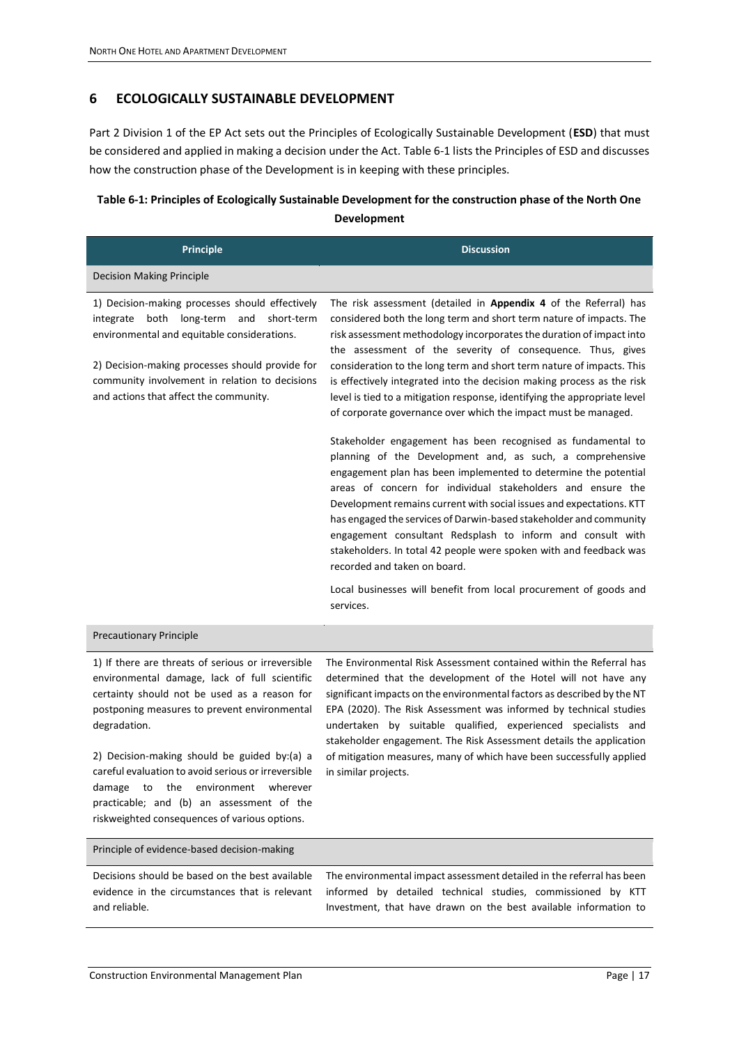# 6 ECOLOGICALLY SUSTAINABLE DEVELOPMENT

Part 2 Division 1 of the EP Act sets out the Principles of Ecologically Sustainable Development (**ESD**) that must be considered and applied in making a decision under the Act. Table 6-1 lists the Principles of ESD and discusses how the construction phase of the Development is in keeping with these principles.

**Table 6-1: Principles of Ecologically Sustainable Development for the construction phase of the North One Development**

| Principle | Discussion |
|---|---|
| Decision Making Principle | |
| 1) Decision-making processes should effectively integrate both long-term and short-term environmental and equitable considerations.<br><br>2) Decision-making processes should provide for community involvement in relation to decisions and actions that affect the community. | The risk assessment (detailed in **Appendix 4** of the Referral) has considered both the long term and short term nature of impacts. The risk assessment methodology incorporates the duration of impact into the assessment of the severity of consequence. Thus, gives consideration to the long term and short term nature of impacts. This is effectively integrated into the decision making process as the risk level is tied to a mitigation response, identifying the appropriate level of corporate governance over which the impact must be managed.<br><br>Stakeholder engagement has been recognised as fundamental to planning of the Development and, as such, a comprehensive engagement plan has been implemented to determine the potential areas of concern for individual stakeholders and ensure the Development remains current with social issues and expectations. KTT has engaged the services of Darwin-based stakeholder and community engagement consultant Redsplash to inform and consult with stakeholders. In total 42 people were spoken with and feedback was recorded and taken on board.<br><br>Local businesses will benefit from local procurement of goods and services. |
| Precautionary Principle | |
| 1) If there are threats of serious or irreversible environmental damage, lack of full scientific certainty should not be used as a reason for postponing measures to prevent environmental degradation.<br><br>2) Decision-making should be guided by:(a) a careful evaluation to avoid serious or irreversible damage to the environment wherever practicable; and (b) an assessment of the riskweighted consequences of various options. | The Environmental Risk Assessment contained within the Referral has determined that the development of the Hotel will not have any significant impacts on the environmental factors as described by the NT EPA (2020). The Risk Assessment was informed by technical studies undertaken by suitable qualified, experienced specialists and stakeholder engagement. The Risk Assessment details the application of mitigation measures, many of which have been successfully applied in similar projects. |
| Principle of evidence-based decision-making | |
| Decisions should be based on the best available evidence in the circumstances that is relevant and reliable. | The environmental impact assessment detailed in the referral has been informed by detailed technical studies, commissioned by KTT Investment, that have drawn on the best available information to |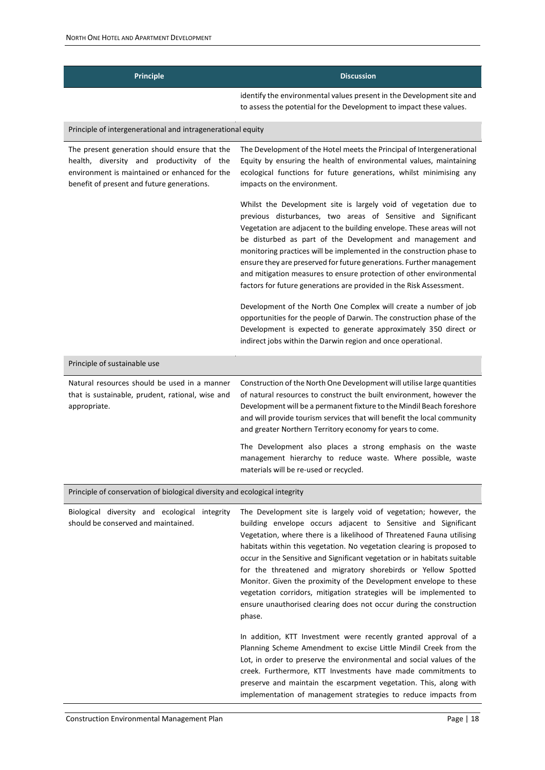| Principle | Discussion |
| --- | --- |
| | identify the environmental values present in the Development site and to assess the potential for the Development to impact these values. |
| Principle of intergenerational and intragenerational equity | |
| The present generation should ensure that the health, diversity and productivity of the environment is maintained or enhanced for the benefit of present and future generations. | The Development of the Hotel meets the Principal of Intergenerational Equity by ensuring the health of environmental values, maintaining ecological functions for future generations, whilst minimising any impacts on the environment.<br><br>Whilst the Development site is largely void of vegetation due to previous disturbances, two areas of Sensitive and Significant Vegetation are adjacent to the building envelope. These areas will not be disturbed as part of the Development and management and monitoring practices will be implemented in the construction phase to ensure they are preserved for future generations. Further management and mitigation measures to ensure protection of other environmental factors for future generations are provided in the Risk Assessment.<br><br>Development of the North One Complex will create a number of job opportunities for the people of Darwin. The construction phase of the Development is expected to generate approximately 350 direct or indirect jobs within the Darwin region and once operational. |
| Principle of sustainable use | |
| Natural resources should be used in a manner that is sustainable, prudent, rational, wise and appropriate. | Construction of the North One Development will utilise large quantities of natural resources to construct the built environment, however the Development will be a permanent fixture to the Mindil Beach foreshore and will provide tourism services that will benefit the local community and greater Northern Territory economy for years to come.<br><br>The Development also places a strong emphasis on the waste management hierarchy to reduce waste. Where possible, waste materials will be re-used or recycled. |
| Principle of conservation of biological diversity and ecological integrity | |
| Biological diversity and ecological integrity should be conserved and maintained. | The Development site is largely void of vegetation; however, the building envelope occurs adjacent to Sensitive and Significant Vegetation, where there is a likelihood of Threatened Fauna utilising habitats within this vegetation. No vegetation clearing is proposed to occur in the Sensitive and Significant vegetation or in habitats suitable for the threatened and migratory shorebirds or Yellow Spotted Monitor. Given the proximity of the Development envelope to these vegetation corridors, mitigation strategies will be implemented to ensure unauthorised clearing does not occur during the construction phase.<br><br>In addition, KTT Investment were recently granted approval of a Planning Scheme Amendment to excise Little Mindil Creek from the Lot, in order to preserve the environmental and social values of the creek. Furthermore, KTT Investments have made commitments to preserve and maintain the escarpment vegetation. This, along with implementation of management strategies to reduce impacts from |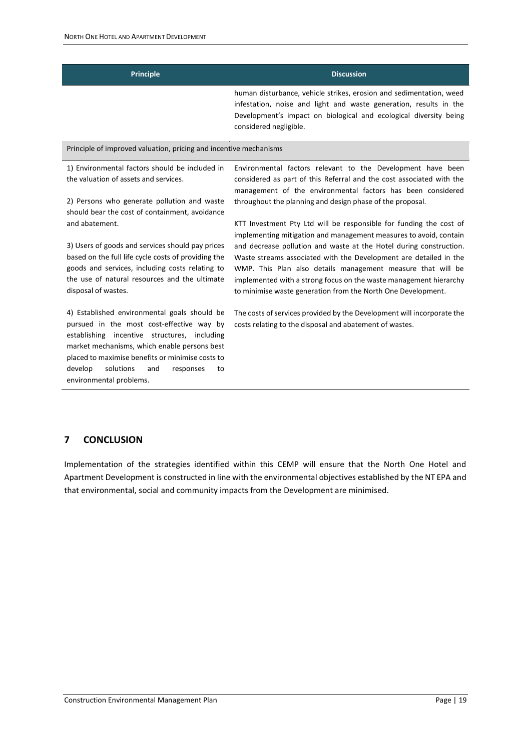| Principle | Discussion |
| --- | --- |
| | human disturbance, vehicle strikes, erosion and sedimentation, weed infestation, noise and light and waste generation, results in the Development's impact on biological and ecological diversity being considered negligible. |
| Principle of improved valuation, pricing and incentive mechanisms | |
| 1) Environmental factors should be included in the valuation of assets and services.<br><br>2) Persons who generate pollution and waste should bear the cost of containment, avoidance and abatement.<br><br>3) Users of goods and services should pay prices based on the full life cycle costs of providing the goods and services, including costs relating to the use of natural resources and the ultimate disposal of wastes.<br><br>4) Established environmental goals should be pursued in the most cost-effective way by establishing incentive structures, including market mechanisms, which enable persons best placed to maximise benefits or minimise costs to develop solutions and responses to environmental problems. | Environmental factors relevant to the Development have been considered as part of this Referral and the cost associated with the management of the environmental factors has been considered throughout the planning and design phase of the proposal.<br><br>KTT Investment Pty Ltd will be responsible for funding the cost of implementing mitigation and management measures to avoid, contain and decrease pollution and waste at the Hotel during construction. Waste streams associated with the Development are detailed in the WMP. This Plan also details management measure that will be implemented with a strong focus on the waste management hierarchy to minimise waste generation from the North One Development.<br><br>The costs of services provided by the Development will incorporate the costs relating to the disposal and abatement of wastes. |

# 7 CONCLUSION

Implementation of the strategies identified within this CEMP will ensure that the North One Hotel and Apartment Development is constructed in line with the environmental objectives established by the NT EPA and that environmental, social and community impacts from the Development are minimised.